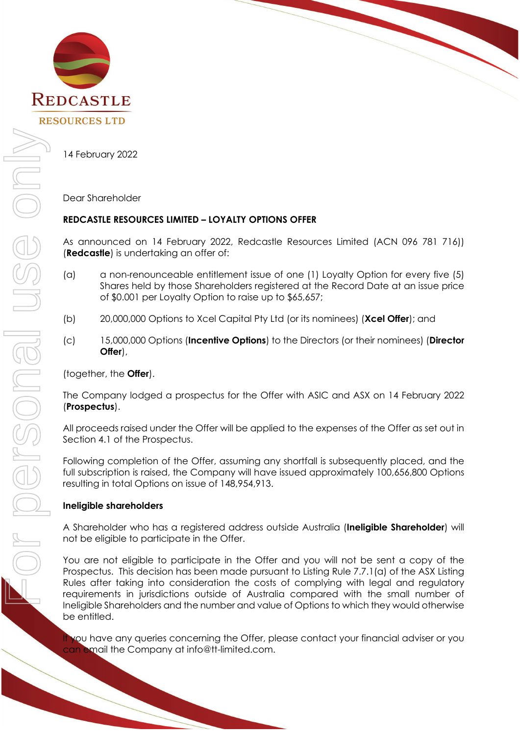REDCASTLE RESOURCES LTD

14 February 2022

Dear Shareholder

**REDCASTLE RESOURCES LIMITED – LOYALTY OPTIONS OFFER**

As announced on 14 February 2022, Redcastle Resources Limited (ACN 096 781 716)) (**Redcastle**) is undertaking an offer of:

(a) a non-renounceable entitlement issue of one (1) Loyalty Option for every five (5) Shares held by those Shareholders registered at the Record Date at an issue price of $0.001 per Loyalty Option to raise up to $65,657;

(b) 20,000,000 Options to Xcel Capital Pty Ltd (or its nominees) (**Xcel Offer**); and

(c) 15,000,000 Options (**Incentive Options**) to the Directors (or their nominees) (**Director Offer**),

(together, the **Offer**).

The Company lodged a prospectus for the Offer with ASIC and ASX on 14 February 2022 (**Prospectus**).

All proceeds raised under the Offer will be applied to the expenses of the Offer as set out in Section 4.1 of the Prospectus.

Following completion of the Offer, assuming any shortfall is subsequently placed, and the full subscription is raised, the Company will have issued approximately 100,656,800 Options resulting in total Options on issue of 148,954,913.

**Ineligible shareholders**

A Shareholder who has a registered address outside Australia (**Ineligible Shareholder**) will not be eligible to participate in the Offer.

You are not eligible to participate in the Offer and you will not be sent a copy of the Prospectus. This decision has been made pursuant to Listing Rule 7.7.1(a) of the ASX Listing Rules after taking into consideration the costs of complying with legal and regulatory requirements in jurisdictions outside of Australia compared with the small number of Ineligible Shareholders and the number and value of Options to which they would otherwise be entitled.

If you have any queries concerning the Offer, please contact your financial adviser or you can email the Company at info@tt-limited.com.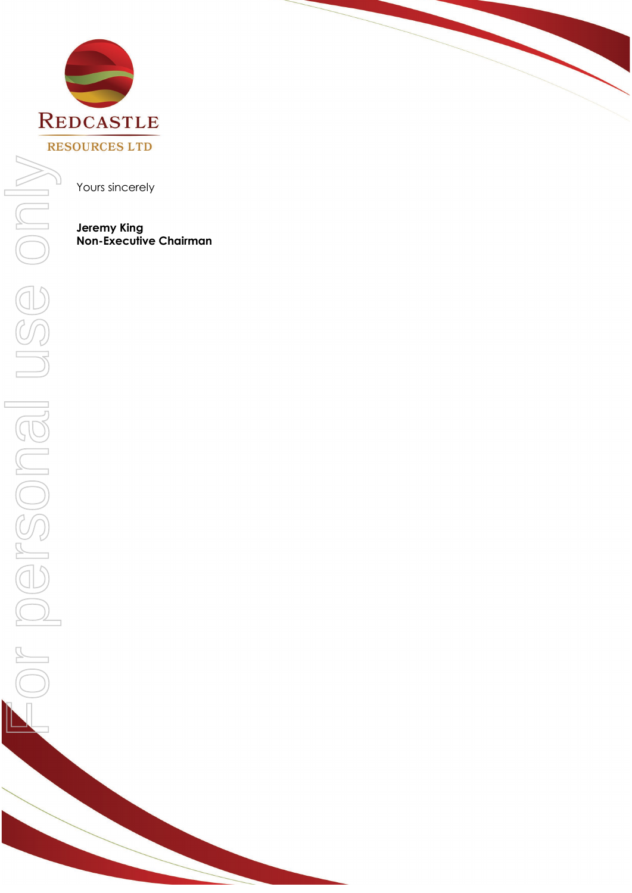Yours sincerely

**Jeremy King**
**Non-Executive Chairman**